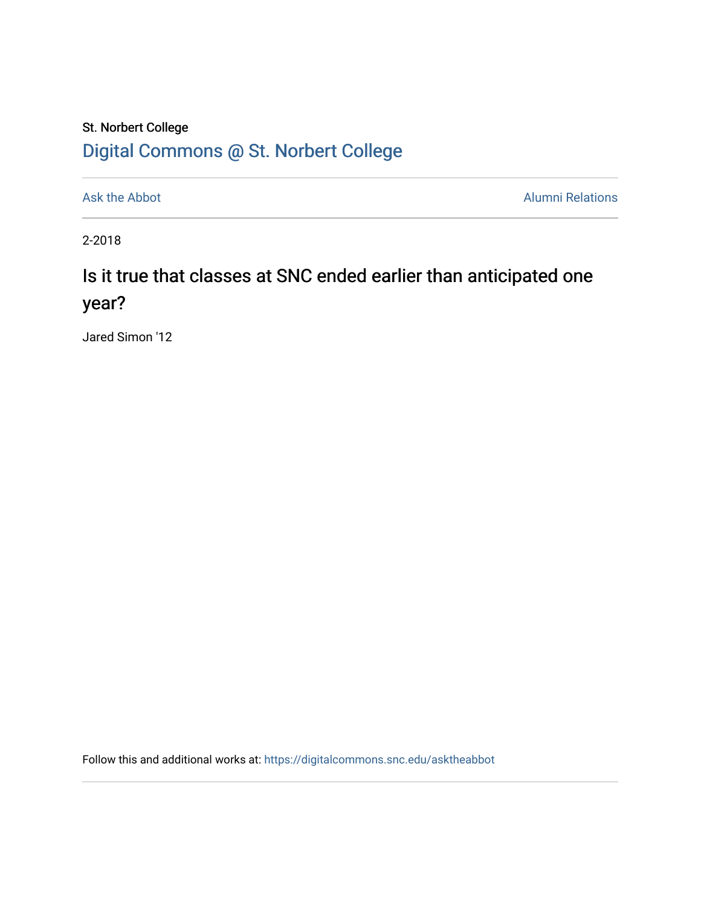St. Norbert College

Digital Commons @ St. Norbert College

Ask the Abbot | Alumni Relations

2-2018

# Is it true that classes at SNC ended earlier than anticipated one year?

Jared Simon '12

Follow this and additional works at: https://digitalcommons.snc.edu/asktheabbot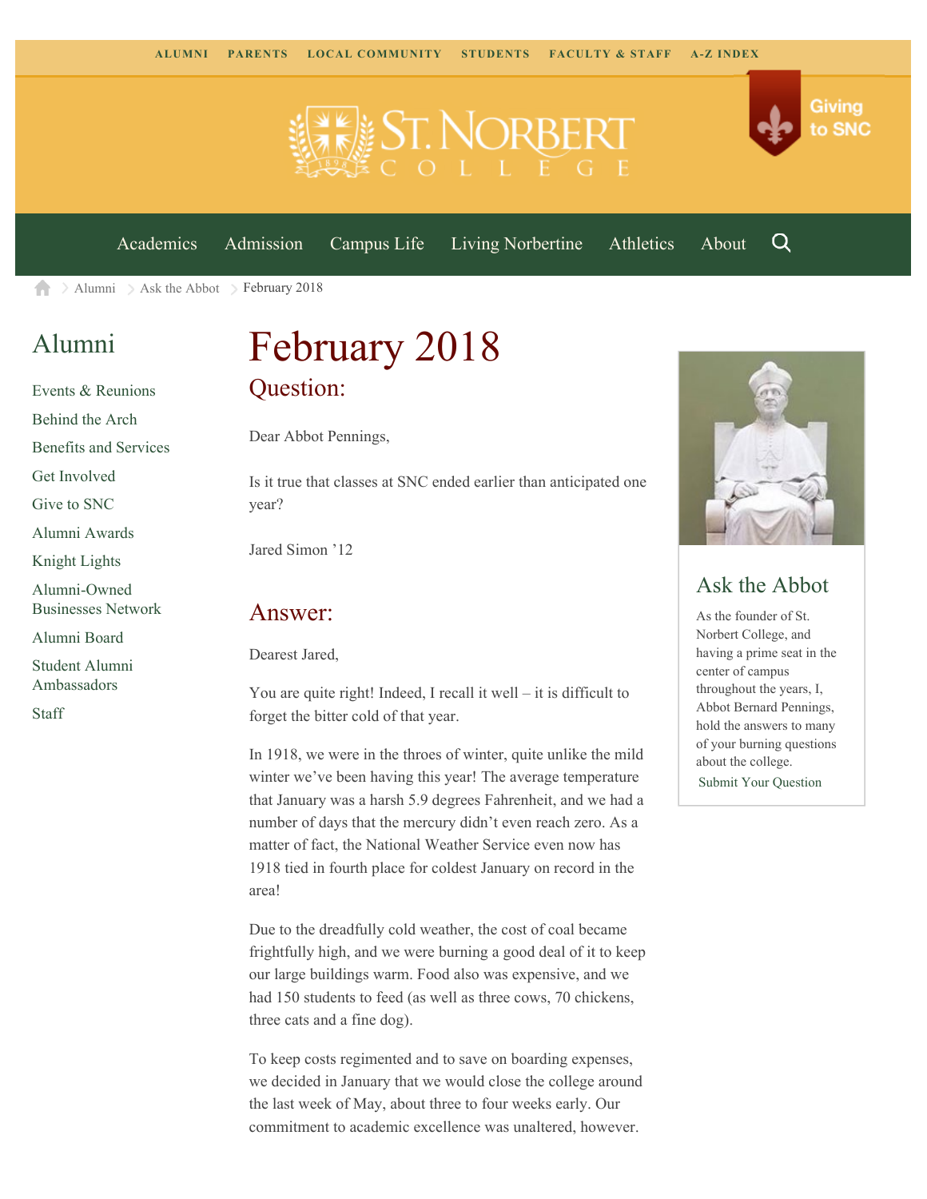ALUMNI PARENTS LOCAL COMMUNITY STUDENTS FACULTY & STAFF A-Z INDEX

Giving to SNC

Academics Admission Campus Life Living Norbertine Athletics About

Alumni > Ask the Abbot > February 2018

## Alumni

- Events & Reunions
- Behind the Arch
- Benefits and Services
- Get Involved
- Give to SNC
- Alumni Awards
- Knight Lights
- Alumni-Owned Businesses Network
- Alumni Board
- Student Alumni Ambassadors
- Staff

# February 2018

## Question:

Dear Abbot Pennings,

Is it true that classes at SNC ended earlier than anticipated one year?

Jared Simon '12

## Answer:

Dearest Jared,

You are quite right! Indeed, I recall it well – it is difficult to forget the bitter cold of that year.

In 1918, we were in the throes of winter, quite unlike the mild winter we've been having this year! The average temperature that January was a harsh 5.9 degrees Fahrenheit, and we had a number of days that the mercury didn't even reach zero. As a matter of fact, the National Weather Service even now has 1918 tied in fourth place for coldest January on record in the area!

Due to the dreadfully cold weather, the cost of coal became frightfully high, and we were burning a good deal of it to keep our large buildings warm. Food also was expensive, and we had 150 students to feed (as well as three cows, 70 chickens, three cats and a fine dog).

To keep costs regimented and to save on boarding expenses, we decided in January that we would close the college around the last week of May, about three to four weeks early. Our commitment to academic excellence was unaltered, however.

## Ask the Abbot

As the founder of St. Norbert College, and having a prime seat in the center of campus throughout the years, I, Abbot Bernard Pennings, hold the answers to many of your burning questions about the college.

Submit Your Question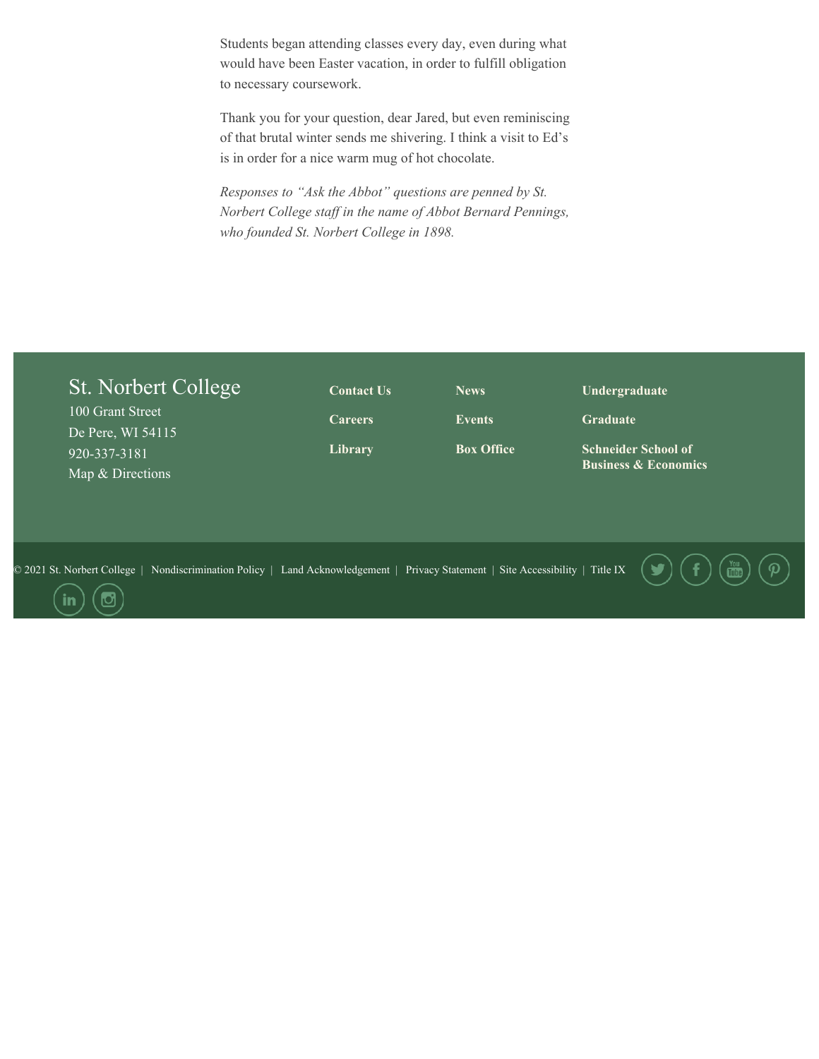Students began attending classes every day, even during what would have been Easter vacation, in order to fulfill obligation to necessary coursework.

Thank you for your question, dear Jared, but even reminiscing of that brutal winter sends me shivering. I think a visit to Ed's is in order for a nice warm mug of hot chocolate.

*Responses to "Ask the Abbot" questions are penned by St. Norbert College staff in the name of Abbot Bernard Pennings, who founded St. Norbert College in 1898.*

St. Norbert College
100 Grant Street
De Pere, WI 54115
920-337-3181
Map & Directions

**Contact Us**
**Careers**
**Library**

**News**
**Events**
**Box Office**

**Undergraduate**
**Graduate**
**Schneider School of Business & Economics**

© 2021 St. Norbert College | Nondiscrimination Policy | Land Acknowledgement | Privacy Statement | Site Accessibility | Title IX